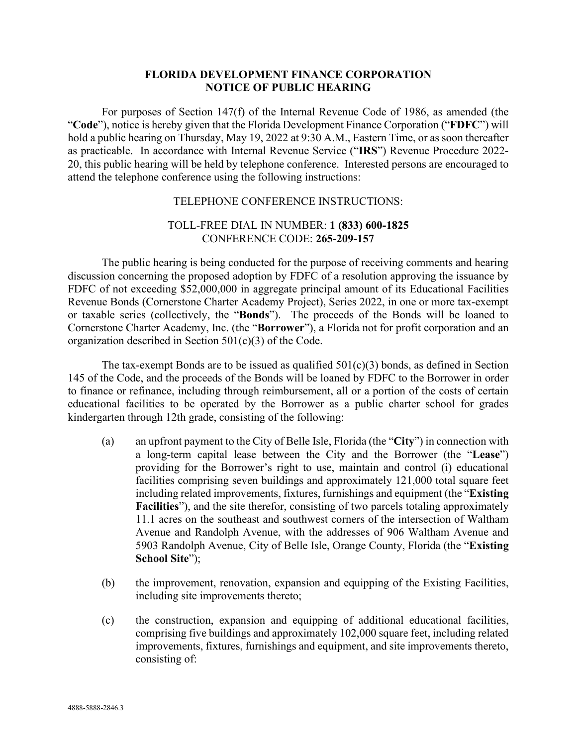# FLORIDA DEVELOPMENT FINANCE CORPORATION
## NOTICE OF PUBLIC HEARING

For purposes of Section 147(f) of the Internal Revenue Code of 1986, as amended (the "**Code**"), notice is hereby given that the Florida Development Finance Corporation ("**FDFC**") will hold a public hearing on Thursday, May 19, 2022 at 9:30 A.M., Eastern Time, or as soon thereafter as practicable. In accordance with Internal Revenue Service ("**IRS**") Revenue Procedure 2022-20, this public hearing will be held by telephone conference. Interested persons are encouraged to attend the telephone conference using the following instructions:

TELEPHONE CONFERENCE INSTRUCTIONS:

TOLL-FREE DIAL IN NUMBER: **1 (833) 600-1825**
CONFERENCE CODE: **265-209-157**

The public hearing is being conducted for the purpose of receiving comments and hearing discussion concerning the proposed adoption by FDFC of a resolution approving the issuance by FDFC of not exceeding $52,000,000 in aggregate principal amount of its Educational Facilities Revenue Bonds (Cornerstone Charter Academy Project), Series 2022, in one or more tax-exempt or taxable series (collectively, the "**Bonds**"). The proceeds of the Bonds will be loaned to Cornerstone Charter Academy, Inc. (the "**Borrower**"), a Florida not for profit corporation and an organization described in Section 501(c)(3) of the Code.

The tax-exempt Bonds are to be issued as qualified 501(c)(3) bonds, as defined in Section 145 of the Code, and the proceeds of the Bonds will be loaned by FDFC to the Borrower in order to finance or refinance, including through reimbursement, all or a portion of the costs of certain educational facilities to be operated by the Borrower as a public charter school for grades kindergarten through 12th grade, consisting of the following:

(a) an upfront payment to the City of Belle Isle, Florida (the "**City**") in connection with a long-term capital lease between the City and the Borrower (the "**Lease**") providing for the Borrower's right to use, maintain and control (i) educational facilities comprising seven buildings and approximately 121,000 total square feet including related improvements, fixtures, furnishings and equipment (the "**Existing Facilities**"), and the site therefor, consisting of two parcels totaling approximately 11.1 acres on the southeast and southwest corners of the intersection of Waltham Avenue and Randolph Avenue, with the addresses of 906 Waltham Avenue and 5903 Randolph Avenue, City of Belle Isle, Orange County, Florida (the "**Existing School Site**");

(b) the improvement, renovation, expansion and equipping of the Existing Facilities, including site improvements thereto;

(c) the construction, expansion and equipping of additional educational facilities, comprising five buildings and approximately 102,000 square feet, including related improvements, fixtures, furnishings and equipment, and site improvements thereto, consisting of: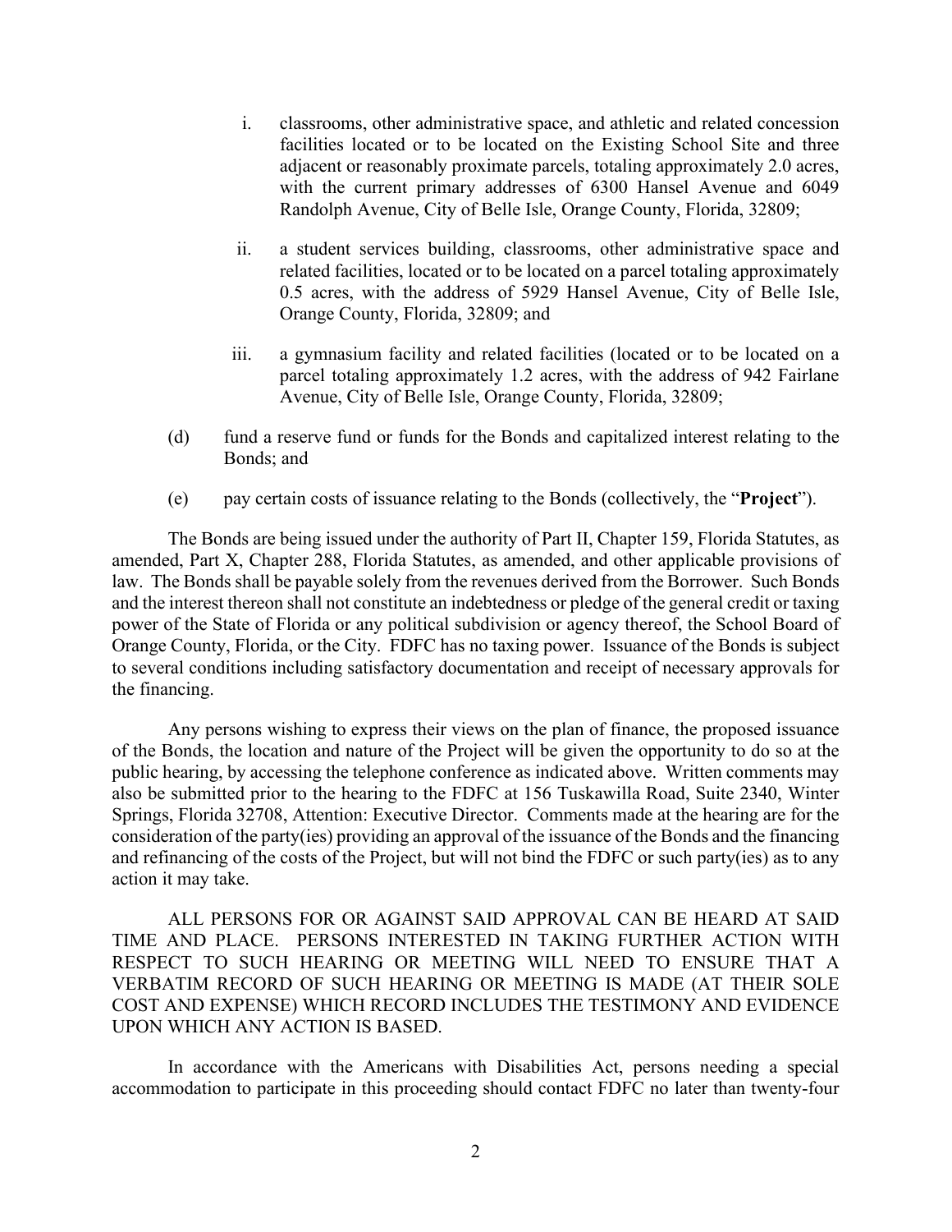i. classrooms, other administrative space, and athletic and related concession facilities located or to be located on the Existing School Site and three adjacent or reasonably proximate parcels, totaling approximately 2.0 acres, with the current primary addresses of 6300 Hansel Avenue and 6049 Randolph Avenue, City of Belle Isle, Orange County, Florida, 32809;

ii. a student services building, classrooms, other administrative space and related facilities, located or to be located on a parcel totaling approximately 0.5 acres, with the address of 5929 Hansel Avenue, City of Belle Isle, Orange County, Florida, 32809; and

iii. a gymnasium facility and related facilities (located or to be located on a parcel totaling approximately 1.2 acres, with the address of 942 Fairlane Avenue, City of Belle Isle, Orange County, Florida, 32809;

(d) fund a reserve fund or funds for the Bonds and capitalized interest relating to the Bonds; and

(e) pay certain costs of issuance relating to the Bonds (collectively, the "**Project**").

The Bonds are being issued under the authority of Part II, Chapter 159, Florida Statutes, as amended, Part X, Chapter 288, Florida Statutes, as amended, and other applicable provisions of law. The Bonds shall be payable solely from the revenues derived from the Borrower. Such Bonds and the interest thereon shall not constitute an indebtedness or pledge of the general credit or taxing power of the State of Florida or any political subdivision or agency thereof, the School Board of Orange County, Florida, or the City. FDFC has no taxing power. Issuance of the Bonds is subject to several conditions including satisfactory documentation and receipt of necessary approvals for the financing.

Any persons wishing to express their views on the plan of finance, the proposed issuance of the Bonds, the location and nature of the Project will be given the opportunity to do so at the public hearing, by accessing the telephone conference as indicated above. Written comments may also be submitted prior to the hearing to the FDFC at 156 Tuskawilla Road, Suite 2340, Winter Springs, Florida 32708, Attention: Executive Director. Comments made at the hearing are for the consideration of the party(ies) providing an approval of the issuance of the Bonds and the financing and refinancing of the costs of the Project, but will not bind the FDFC or such party(ies) as to any action it may take.

ALL PERSONS FOR OR AGAINST SAID APPROVAL CAN BE HEARD AT SAID TIME AND PLACE. PERSONS INTERESTED IN TAKING FURTHER ACTION WITH RESPECT TO SUCH HEARING OR MEETING WILL NEED TO ENSURE THAT A VERBATIM RECORD OF SUCH HEARING OR MEETING IS MADE (AT THEIR SOLE COST AND EXPENSE) WHICH RECORD INCLUDES THE TESTIMONY AND EVIDENCE UPON WHICH ANY ACTION IS BASED.

In accordance with the Americans with Disabilities Act, persons needing a special accommodation to participate in this proceeding should contact FDFC no later than twenty-four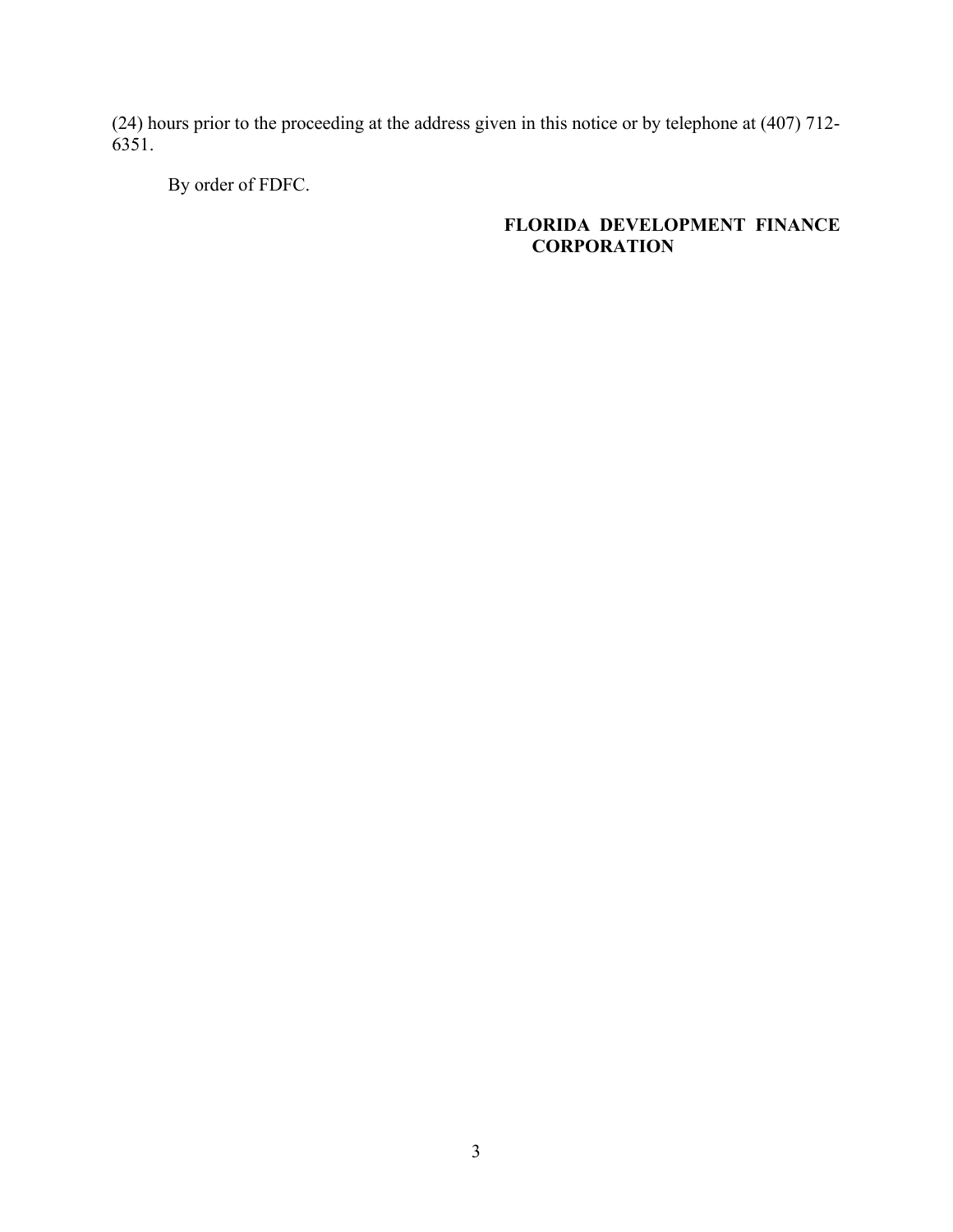(24) hours prior to the proceeding at the address given in this notice or by telephone at (407) 712-6351.

By order of FDFC.

**FLORIDA DEVELOPMENT FINANCE CORPORATION**